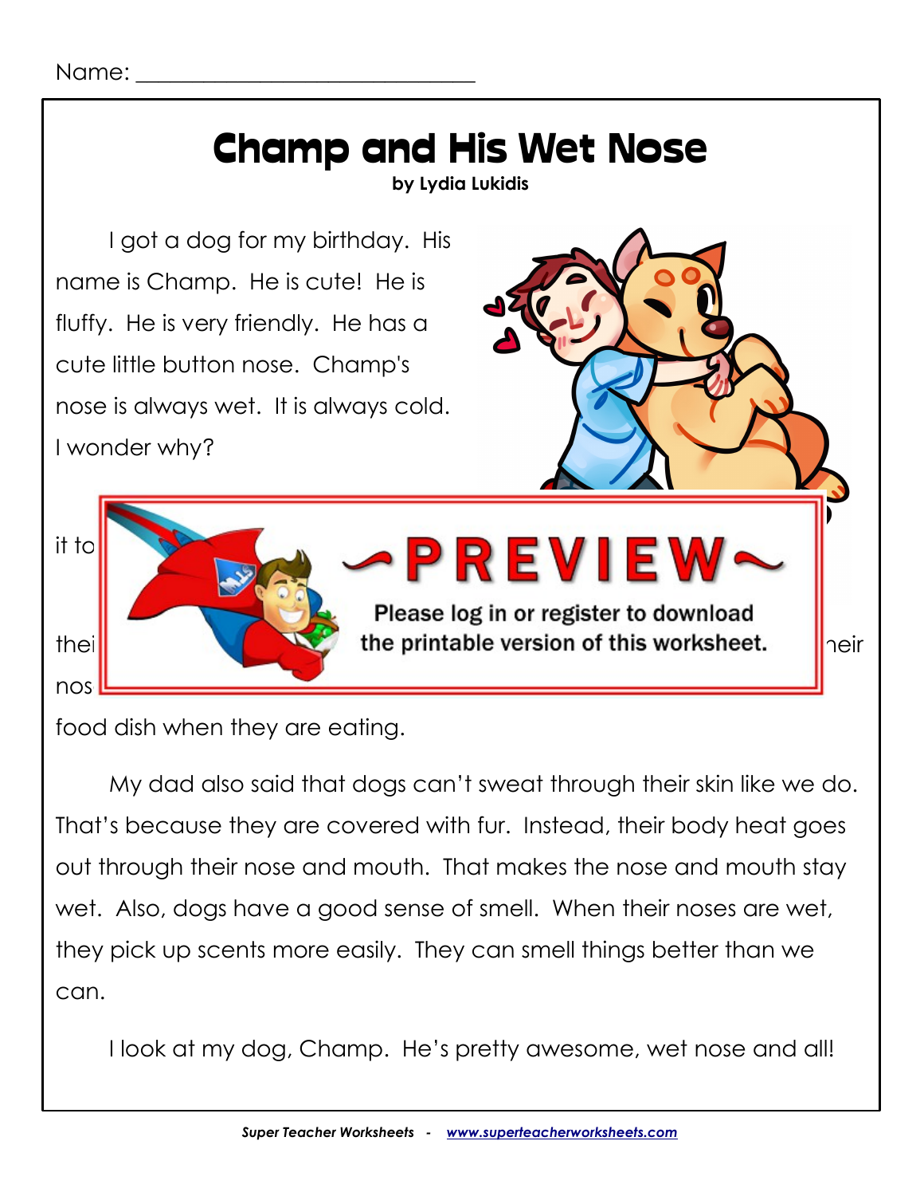Name: ______________________________

# Champ and His Wet Nose

**by Lydia Lukidis**

I got a dog for my birthday. His name is Champ. He is cute! He is fluffy. He is very friendly. He has a cute little button nose. Champ's nose is always wet. It is always cold. I wonder why?

it to

thei heir

nos

food dish when they are eating.

My dad also said that dogs can't sweat through their skin like we do. That's because they are covered with fur. Instead, their body heat goes out through their nose and mouth. That makes the nose and mouth stay wet. Also, dogs have a good sense of smell. When their noses are wet, they pick up scents more easily. They can smell things better than we can.

I look at my dog, Champ. He's pretty awesome, wet nose and all!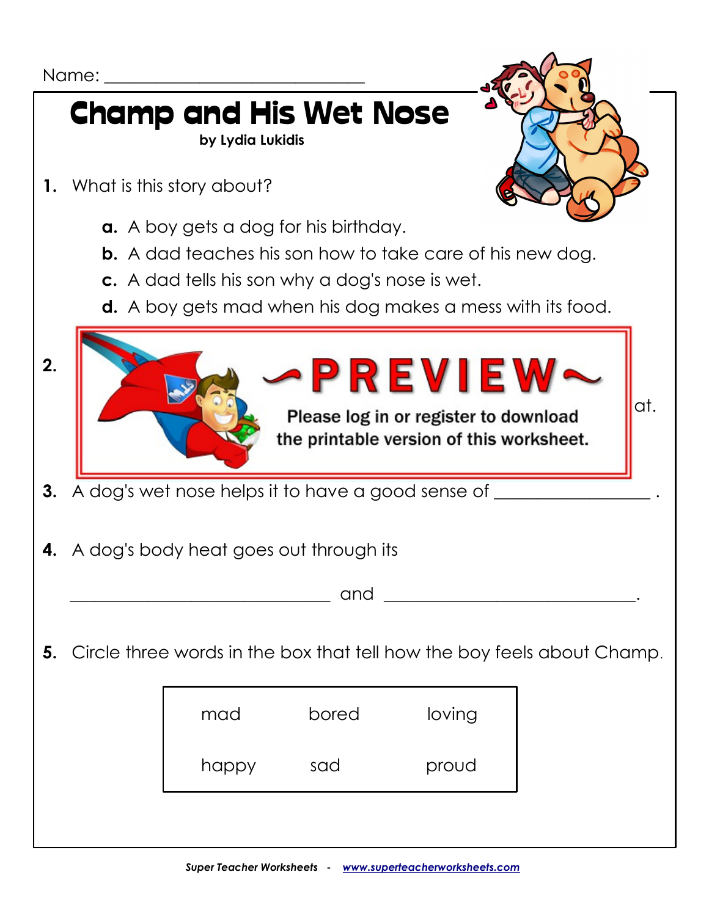Name: ______________________________

# Champ and His Wet Nose

**by Lydia Lukidis**

**1.** What is this story about?

- **a.** A boy gets a dog for his birthday.
- **b.** A dad teaches his son how to take care of his new dog.
- **c.** A dad tells his son why a dog's nose is wet.
- **d.** A boy gets mad when his dog makes a mess with its food.

**2.** ~PREVIEW~ Please log in or register to download the printable version of this worksheet. at.

**3.** A dog's wet nose helps it to have a good sense of _________________ .

**4.** A dog's body heat goes out through its

______________________________ and ______________________________.

**5.** Circle three words in the box that tell how the boy feels about Champ.

| mad | bored | loving |
|---|---|---|
| happy | sad | proud |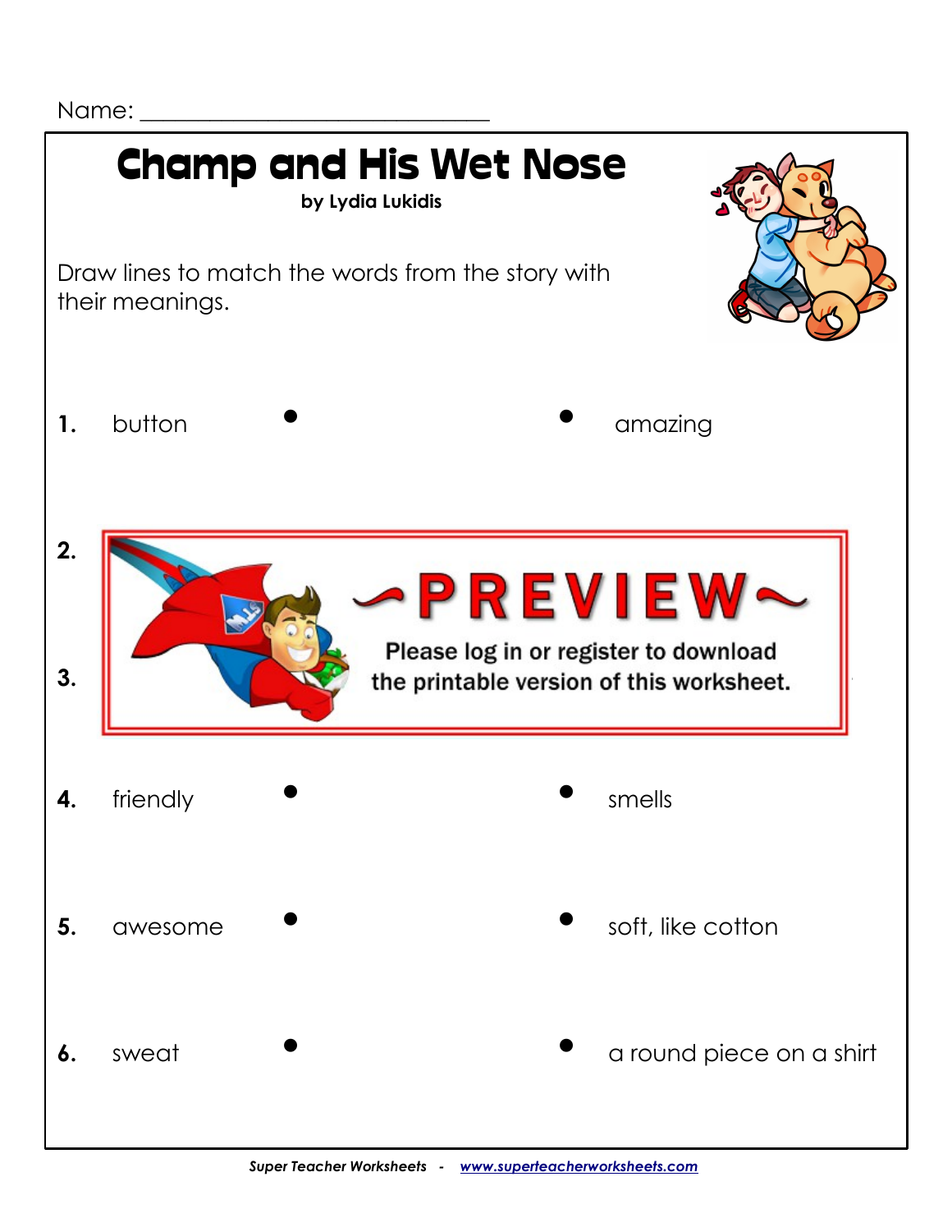Name: ______________________________

# Champ and His Wet Nose

**by Lydia Lukidis**

Draw lines to match the words from the story with their meanings.

| | | |
|---|---|---|
| **1.** button | • | • amazing |
| **2.** | | |
| **3.** | | |
| **4.** friendly | • | • smells |
| **5.** awesome | • | • soft, like cotton |
| **6.** sweat | • | • a round piece on a shirt |

~PREVIEW~

Please log in or register to download the printable version of this worksheet.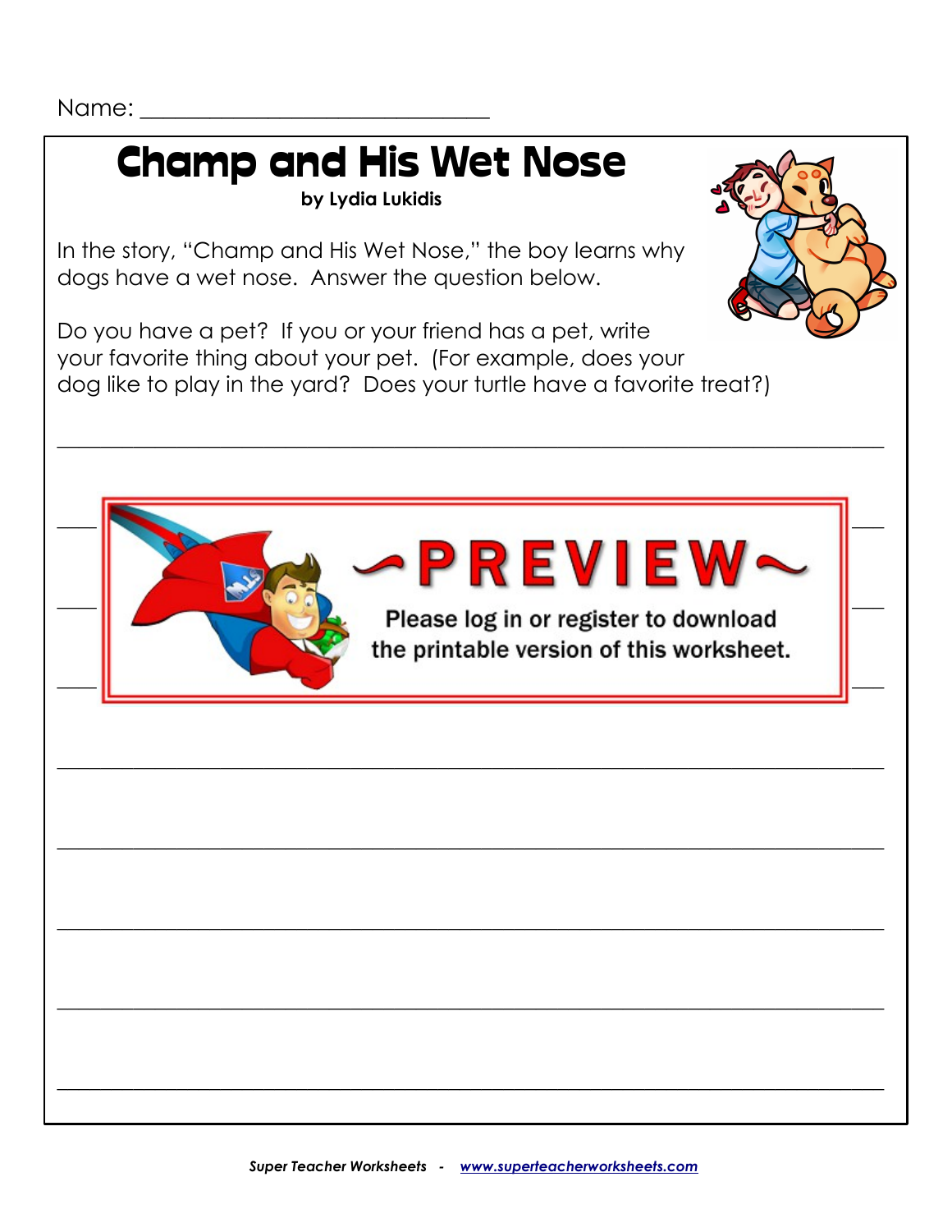Name: ______________________________

# Champ and His Wet Nose

**by Lydia Lukidis**

In the story, "Champ and His Wet Nose," the boy learns why dogs have a wet nose. Answer the question below.

Do you have a pet? If you or your friend has a pet, write your favorite thing about your pet. (For example, does your dog like to play in the yard? Does your turtle have a favorite treat?)

______________________________________________________________________

~PREVIEW~

Please log in or register to download the printable version of this worksheet.

______________________________________________________________________

______________________________________________________________________

______________________________________________________________________

______________________________________________________________________

______________________________________________________________________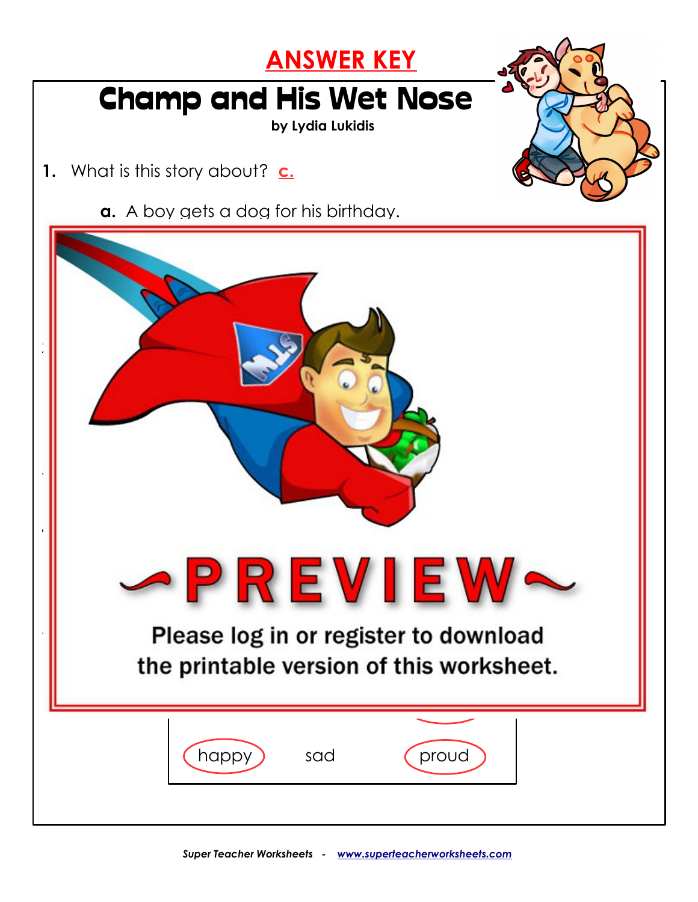**ANSWER KEY**

# Champ and His Wet Nose

**by Lydia Lukidis**

1. What is this story about? **c.**

   **a.** A boy gets a dog for his birthday.

~PREVIEW~

Please log in or register to download the printable version of this worksheet.

| (happy) | sad | (proud) |
|---|---|---|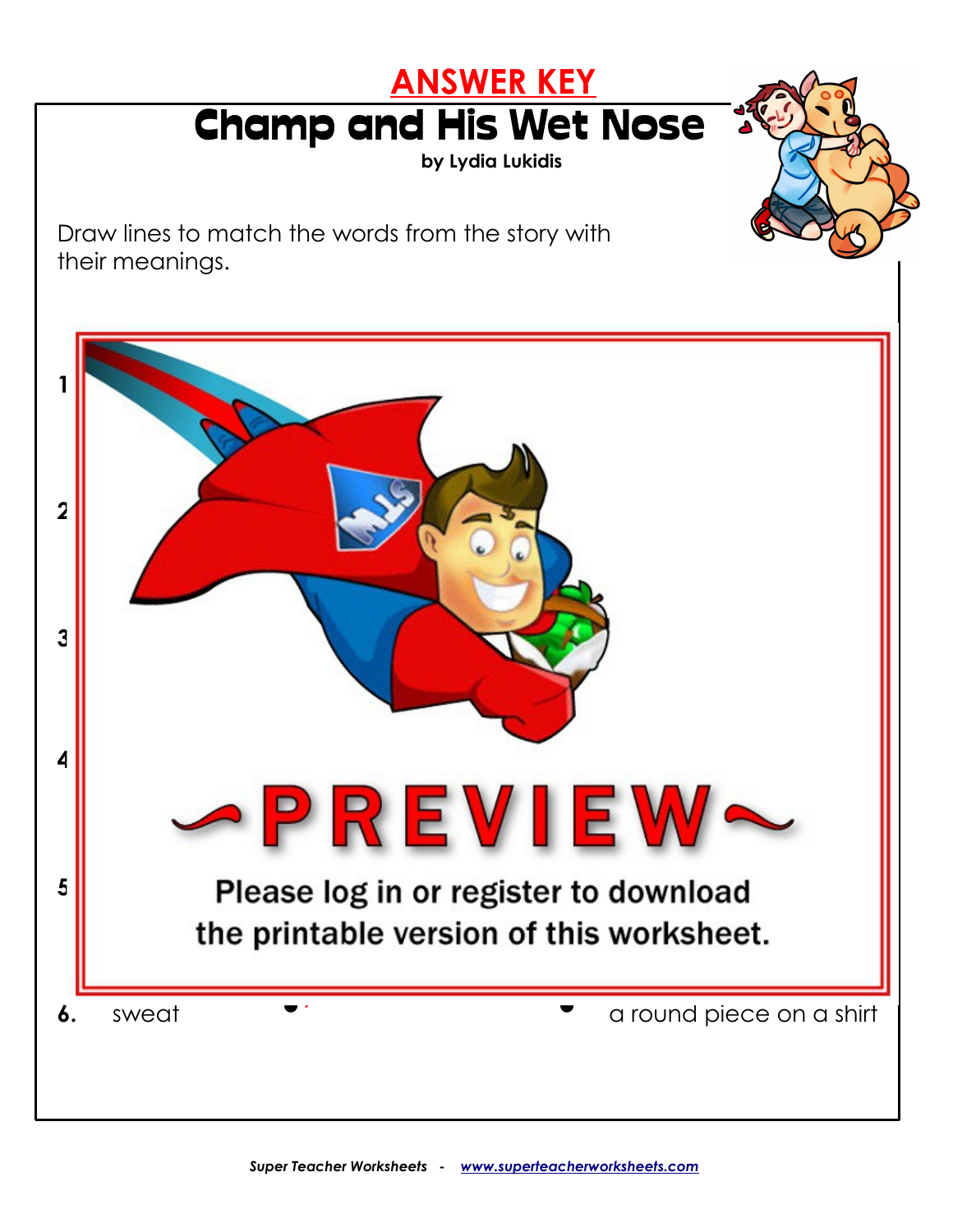# ANSWER KEY

# Champ and His Wet Nose

**by Lydia Lukidis**

Draw lines to match the words from the story with their meanings.

1

2

3

4

5

~PREVIEW~

Please log in or register to download the printable version of this worksheet.

6. sweat • • a round piece on a shirt